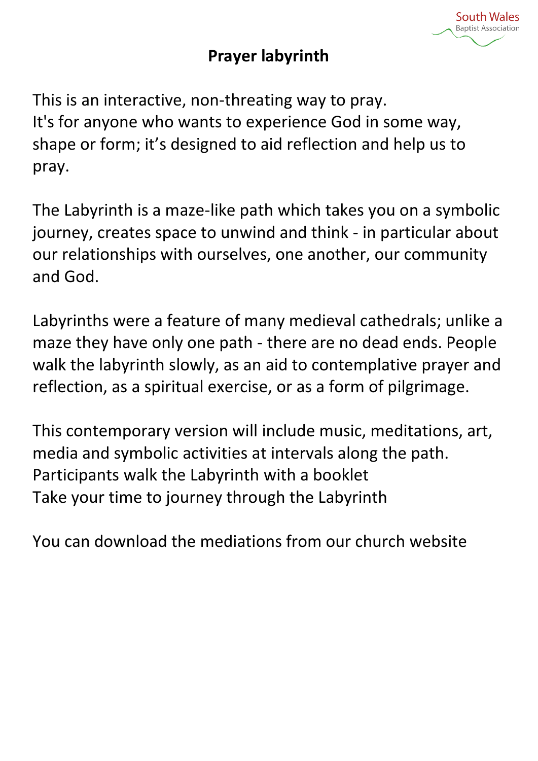# Prayer labyrinth

This is an interactive, non-threating way to pray.
It's for anyone who wants to experience God in some way, shape or form; it's designed to aid reflection and help us to pray.

The Labyrinth is a maze-like path which takes you on a symbolic journey, creates space to unwind and think - in particular about our relationships with ourselves, one another, our community and God.

Labyrinths were a feature of many medieval cathedrals; unlike a maze they have only one path - there are no dead ends. People walk the labyrinth slowly, as an aid to contemplative prayer and reflection, as a spiritual exercise, or as a form of pilgrimage.

This contemporary version will include music, meditations, art, media and symbolic activities at intervals along the path.
Participants walk the Labyrinth with a booklet
Take your time to journey through the Labyrinth

You can download the mediations from our church website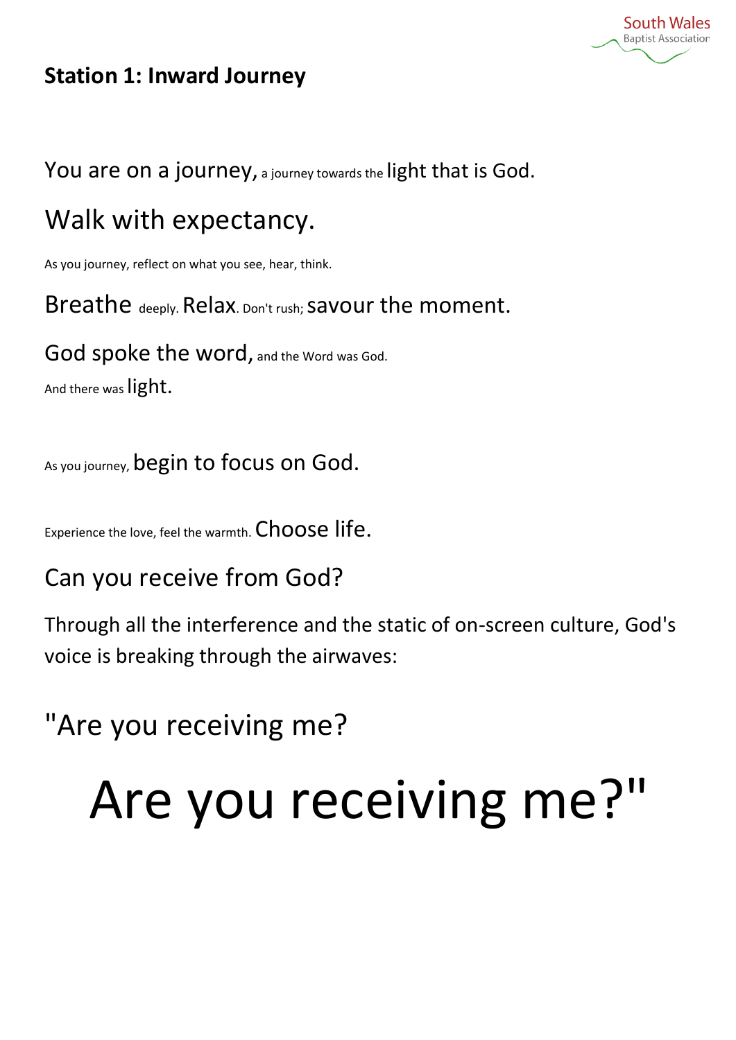## Station 1: Inward Journey

You are on a journey, a journey towards the light that is God.

Walk with expectancy.

As you journey, reflect on what you see, hear, think.

Breathe deeply. Relax. Don't rush; savour the moment.

God spoke the word, and the Word was God.

And there was light.

As you journey, begin to focus on God.

Experience the love, feel the warmth. Choose life.

Can you receive from God?

Through all the interference and the static of on-screen culture, God's voice is breaking through the airwaves:

"Are you receiving me?

# Are you receiving me?"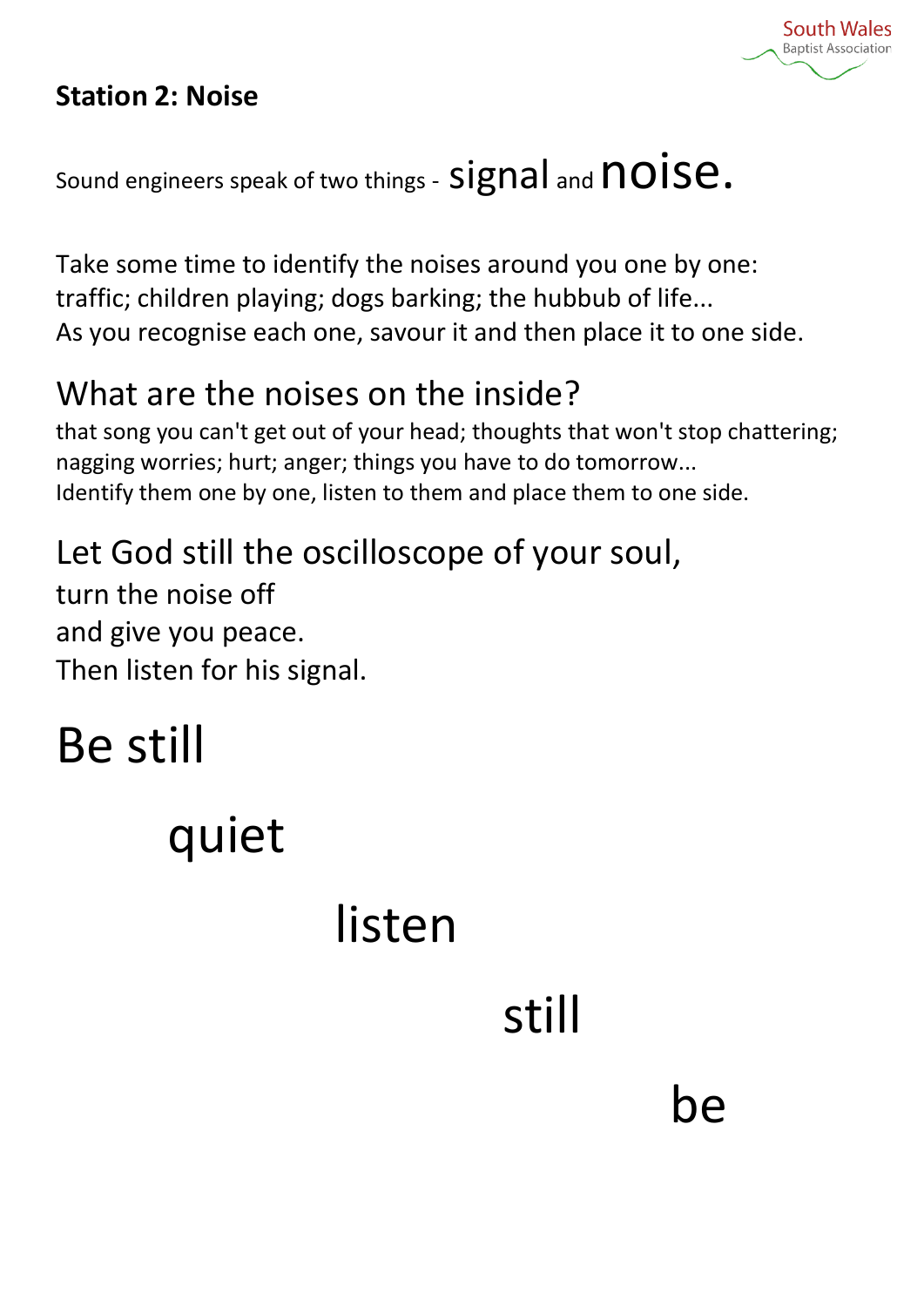## Station 2: Noise

Sound engineers speak of two things - signal and noise.

Take some time to identify the noises around you one by one:
traffic; children playing; dogs barking; the hubbub of life...
As you recognise each one, savour it and then place it to one side.

What are the noises on the inside?

that song you can't get out of your head; thoughts that won't stop chattering; nagging worries; hurt; anger; things you have to do tomorrow...
Identify them one by one, listen to them and place them to one side.

Let God still the oscilloscope of your soul,
turn the noise off
and give you peace.
Then listen for his signal.

Be still

quiet

listen

still

be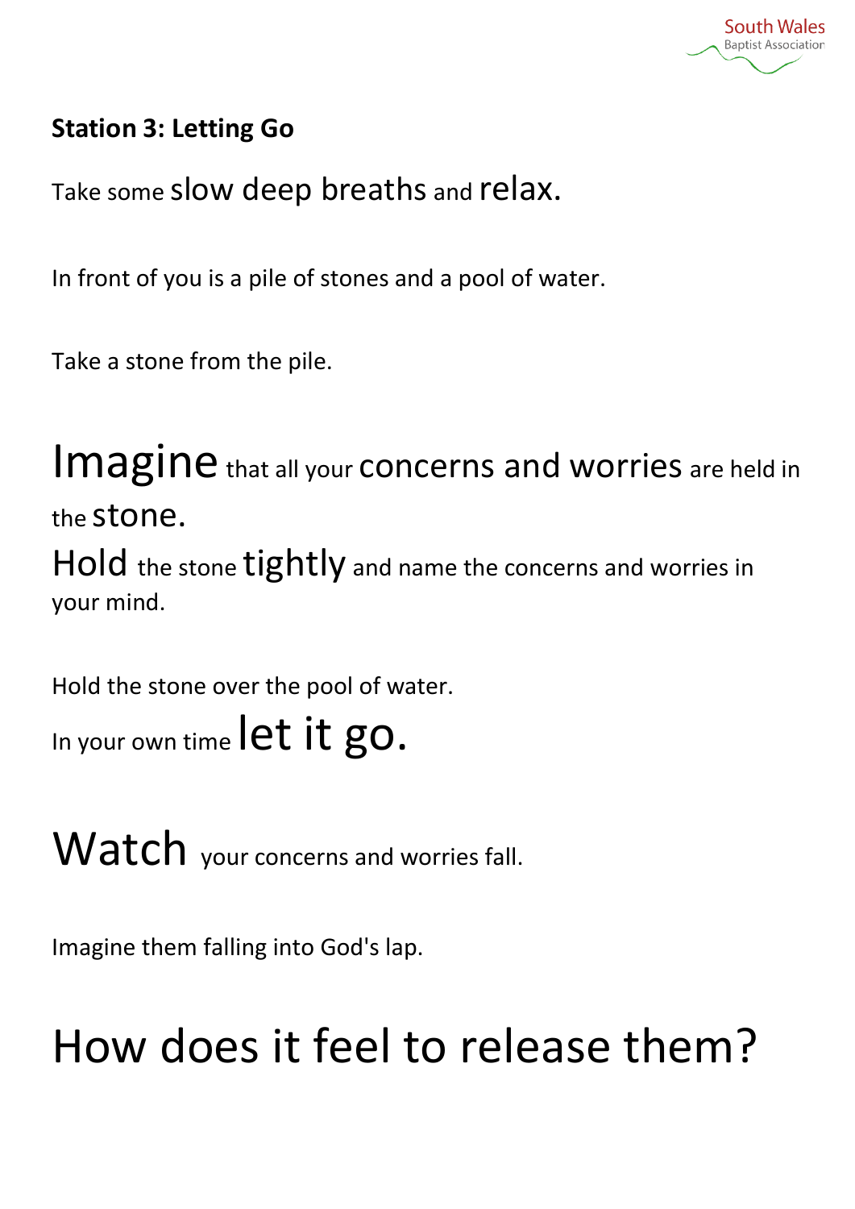**Station 3: Letting Go**

Take some slow deep breaths and relax.

In front of you is a pile of stones and a pool of water.

Take a stone from the pile.

Imagine that all your concerns and worries are held in the stone.

Hold the stone tightly and name the concerns and worries in your mind.

Hold the stone over the pool of water.

In your own time let it go.

Watch your concerns and worries fall.

Imagine them falling into God's lap.

## How does it feel to release them?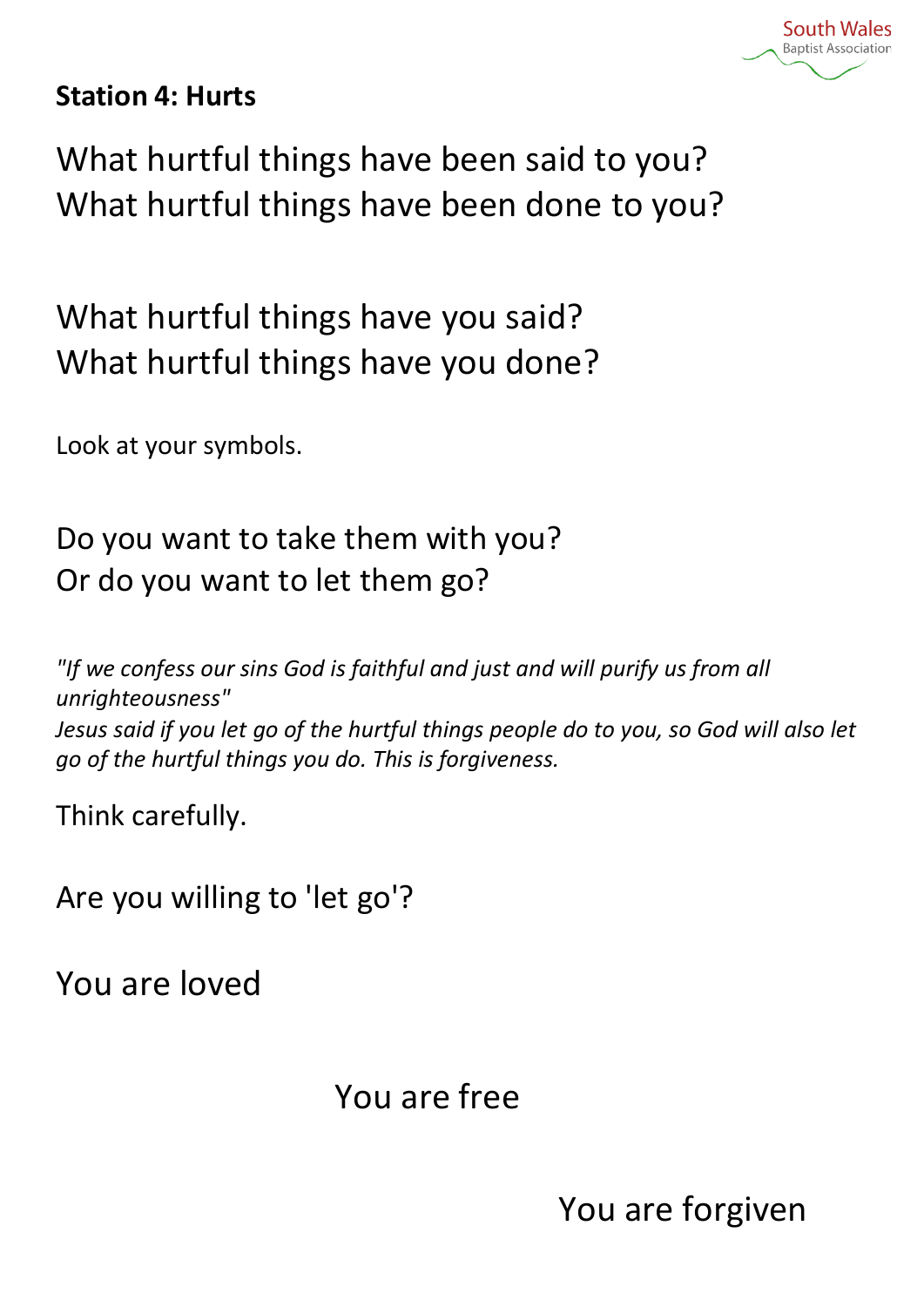**Station 4: Hurts**

What hurtful things have been said to you?
What hurtful things have been done to you?

What hurtful things have you said?
What hurtful things have you done?

Look at your symbols.

Do you want to take them with you?
Or do you want to let them go?

*"If we confess our sins God is faithful and just and will purify us from all unrighteousness"*
*Jesus said if you let go of the hurtful things people do to you, so God will also let go of the hurtful things you do. This is forgiveness.*

Think carefully.

Are you willing to 'let go'?

You are loved

You are free

You are forgiven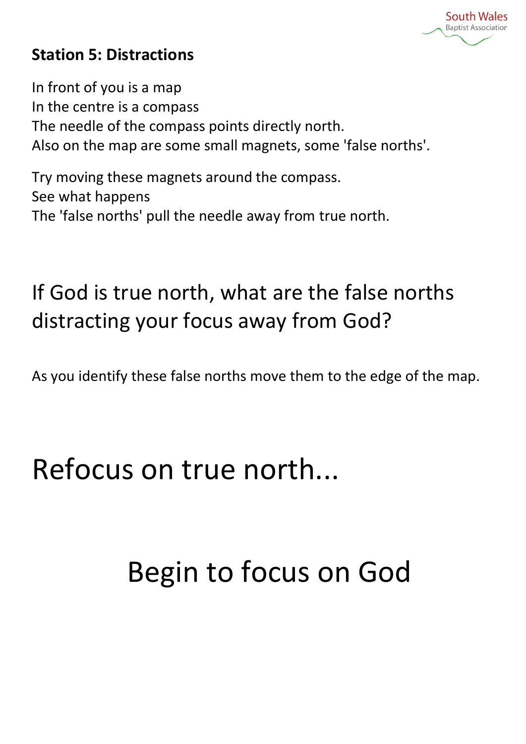## Station 5: Distractions

In front of you is a map
In the centre is a compass
The needle of the compass points directly north.
Also on the map are some small magnets, some 'false norths'.

Try moving these magnets around the compass.
See what happens
The 'false norths' pull the needle away from true north.

### If God is true north, what are the false norths distracting your focus away from God?

As you identify these false norths move them to the edge of the map.

# Refocus on true north...

# Begin to focus on God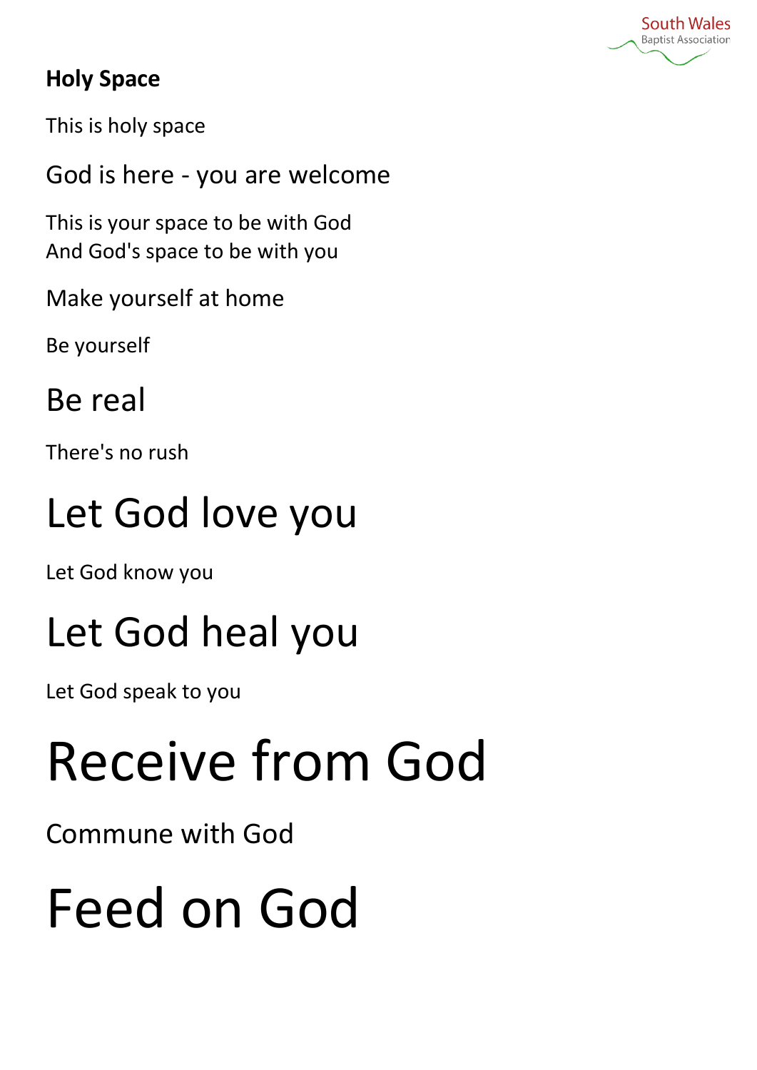**Holy Space**

This is holy space

God is here - you are welcome

This is your space to be with God
And God's space to be with you

Make yourself at home

Be yourself

Be real

There's no rush

Let God love you

Let God know you

Let God heal you

Let God speak to you

Receive from God

Commune with God

Feed on God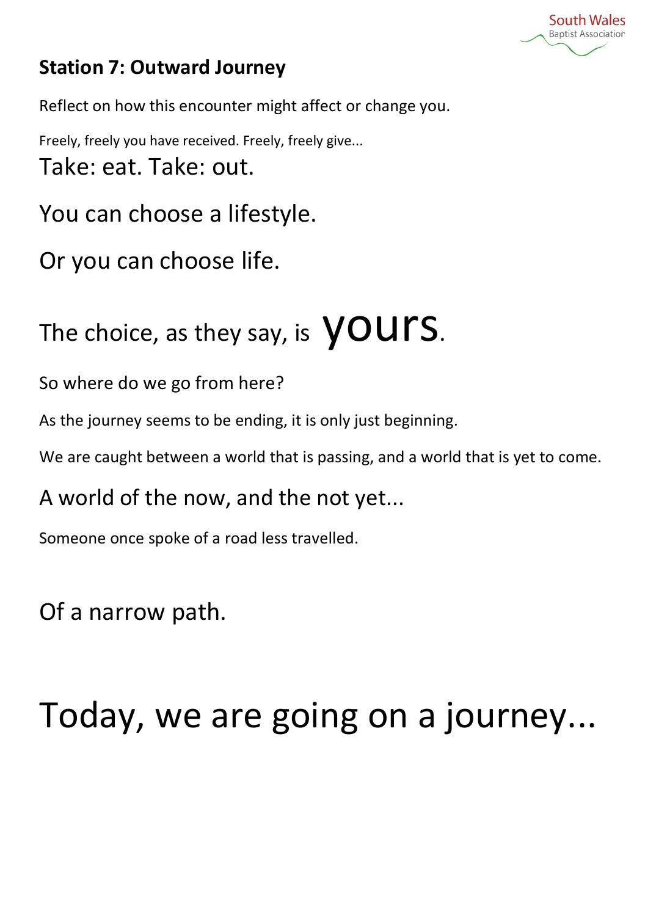## Station 7: Outward Journey

Reflect on how this encounter might affect or change you.

Freely, freely you have received. Freely, freely give...

Take: eat. Take: out.

You can choose a lifestyle.

Or you can choose life.

The choice, as they say, is **yours**.

So where do we go from here?

As the journey seems to be ending, it is only just beginning.

We are caught between a world that is passing, and a world that is yet to come.

A world of the now, and the not yet...

Someone once spoke of a road less travelled.

Of a narrow path.

Today, we are going on a journey...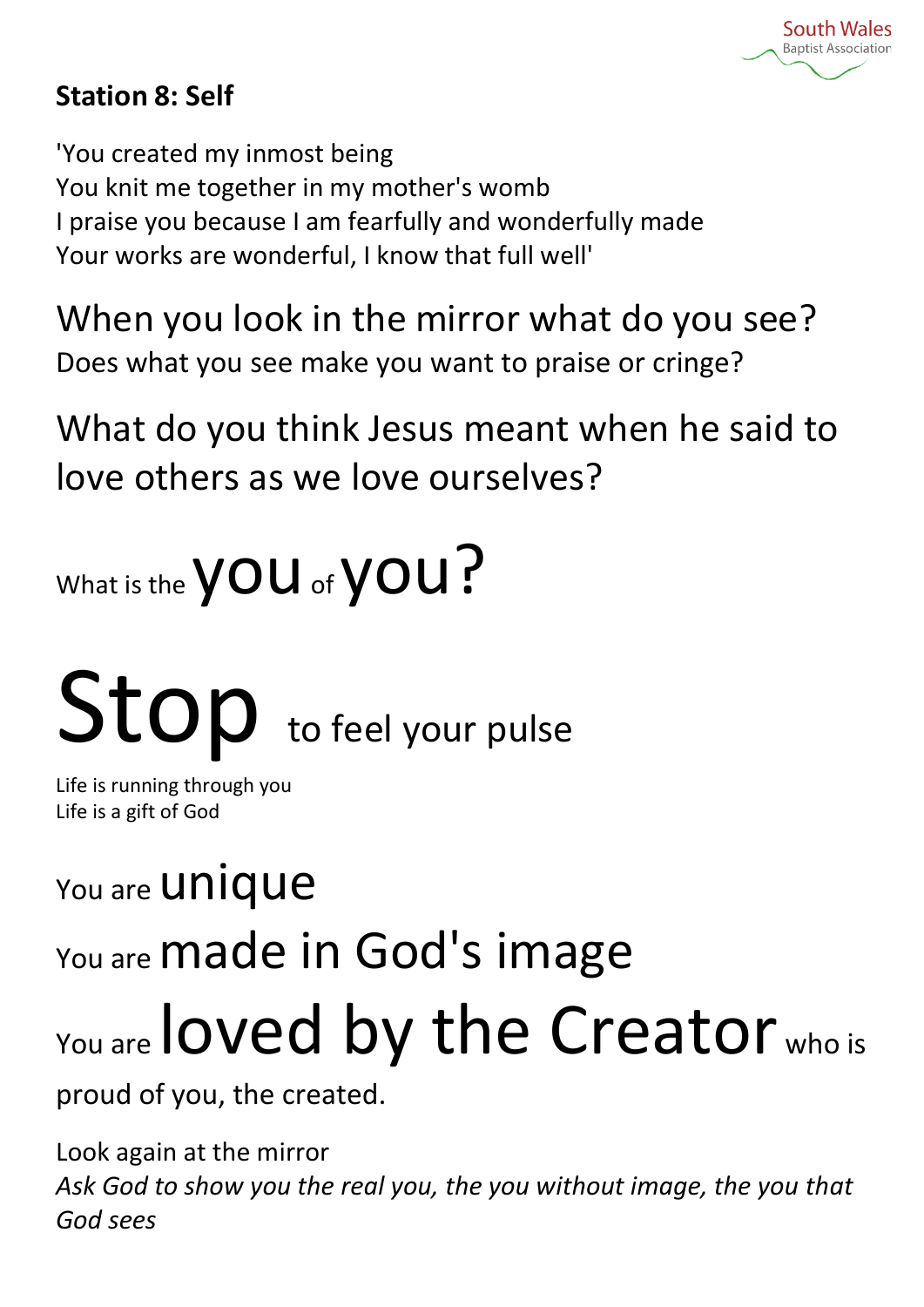## Station 8: Self

'You created my inmost being
You knit me together in my mother's womb
I praise you because I am fearfully and wonderfully made
Your works are wonderful, I know that full well'

When you look in the mirror what do you see?
Does what you see make you want to praise or cringe?

What do you think Jesus meant when he said to love others as we love ourselves?

What is the you of you?

Stop to feel your pulse

Life is running through you
Life is a gift of God

You are unique

You are made in God's image

You are loved by the Creator who is proud of you, the created.

Look again at the mirror
*Ask God to show you the real you, the you without image, the you that God sees*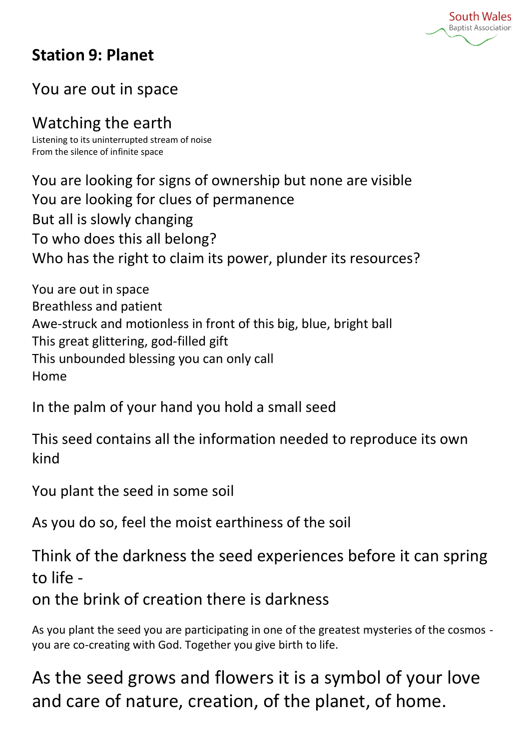## Station 9: Planet

You are out in space

Watching the earth

Listening to its uninterrupted stream of noise
From the silence of infinite space

You are looking for signs of ownership but none are visible
You are looking for clues of permanence
But all is slowly changing
To who does this all belong?
Who has the right to claim its power, plunder its resources?

You are out in space
Breathless and patient
Awe-struck and motionless in front of this big, blue, bright ball
This great glittering, god-filled gift
This unbounded blessing you can only call
Home

In the palm of your hand you hold a small seed

This seed contains all the information needed to reproduce its own kind

You plant the seed in some soil

As you do so, feel the moist earthiness of the soil

Think of the darkness the seed experiences before it can spring to life -
on the brink of creation there is darkness

As you plant the seed you are participating in one of the greatest mysteries of the cosmos - you are co-creating with God. Together you give birth to life.

As the seed grows and flowers it is a symbol of your love and care of nature, creation, of the planet, of home.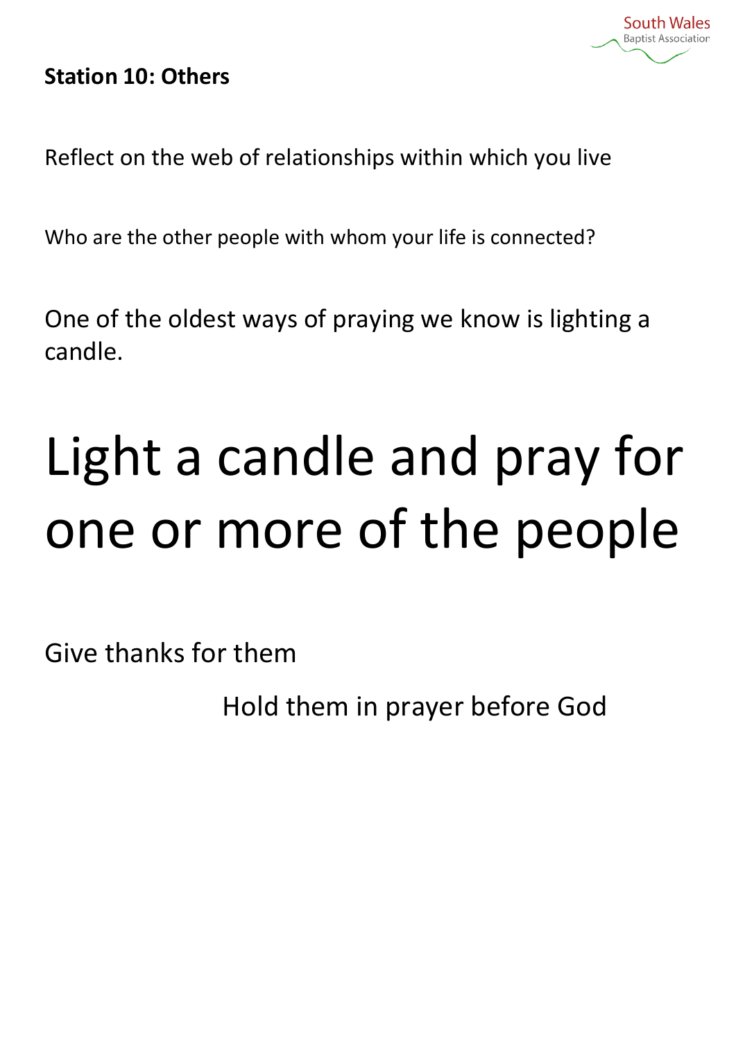**Station 10: Others**

Reflect on the web of relationships within which you live

Who are the other people with whom your life is connected?

One of the oldest ways of praying we know is lighting a candle.

# Light a candle and pray for one or more of the people

Give thanks for them

Hold them in prayer before God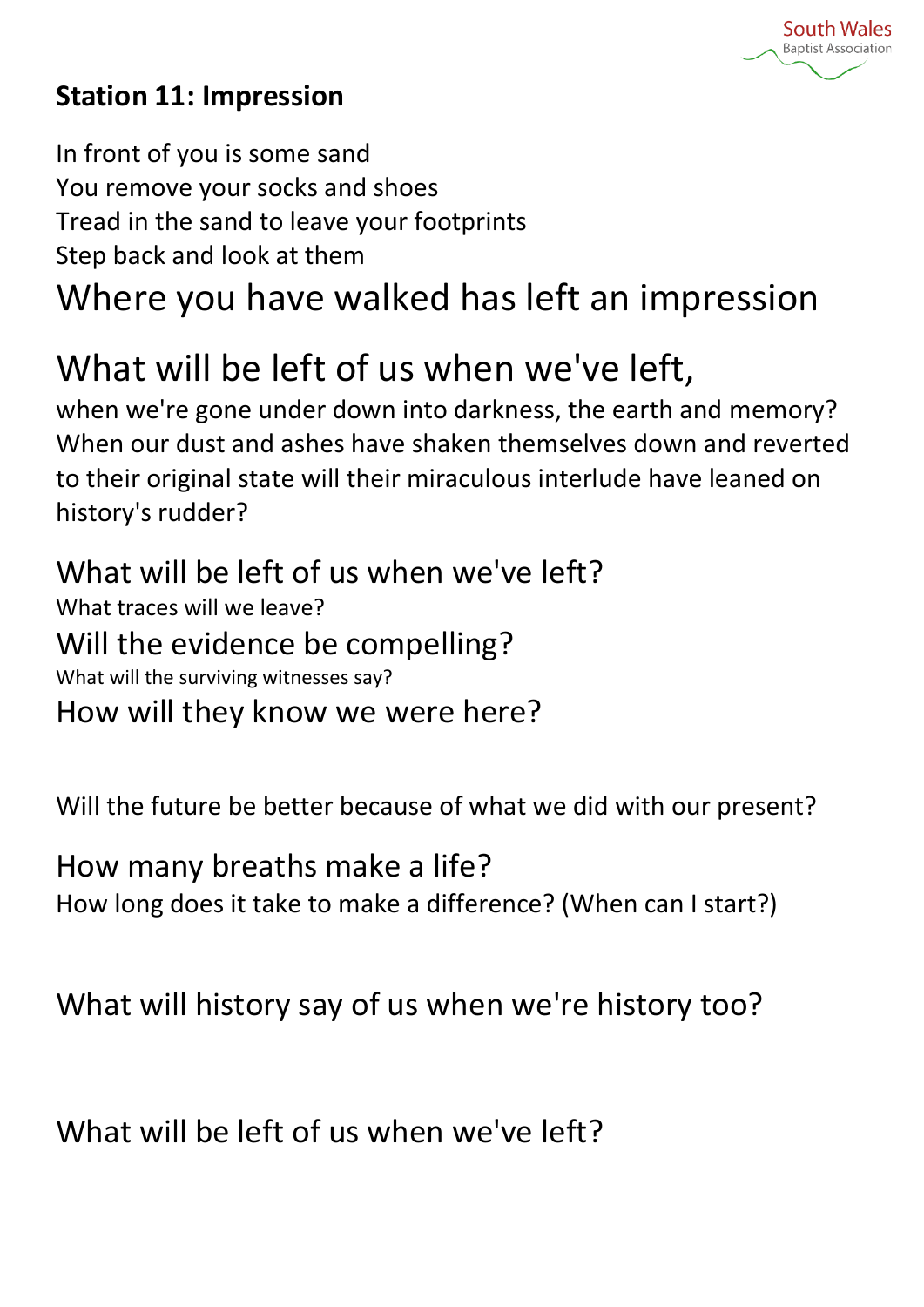## Station 11: Impression

In front of you is some sand
You remove your socks and shoes
Tread in the sand to leave your footprints
Step back and look at them

Where you have walked has left an impression

What will be left of us when we've left,
when we're gone under down into darkness, the earth and memory?
When our dust and ashes have shaken themselves down and reverted to their original state will their miraculous interlude have leaned on history's rudder?

What will be left of us when we've left?
What traces will we leave?
Will the evidence be compelling?
What will the surviving witnesses say?
How will they know we were here?

Will the future be better because of what we did with our present?

How many breaths make a life?
How long does it take to make a difference? (When can I start?)

What will history say of us when we're history too?

What will be left of us when we've left?